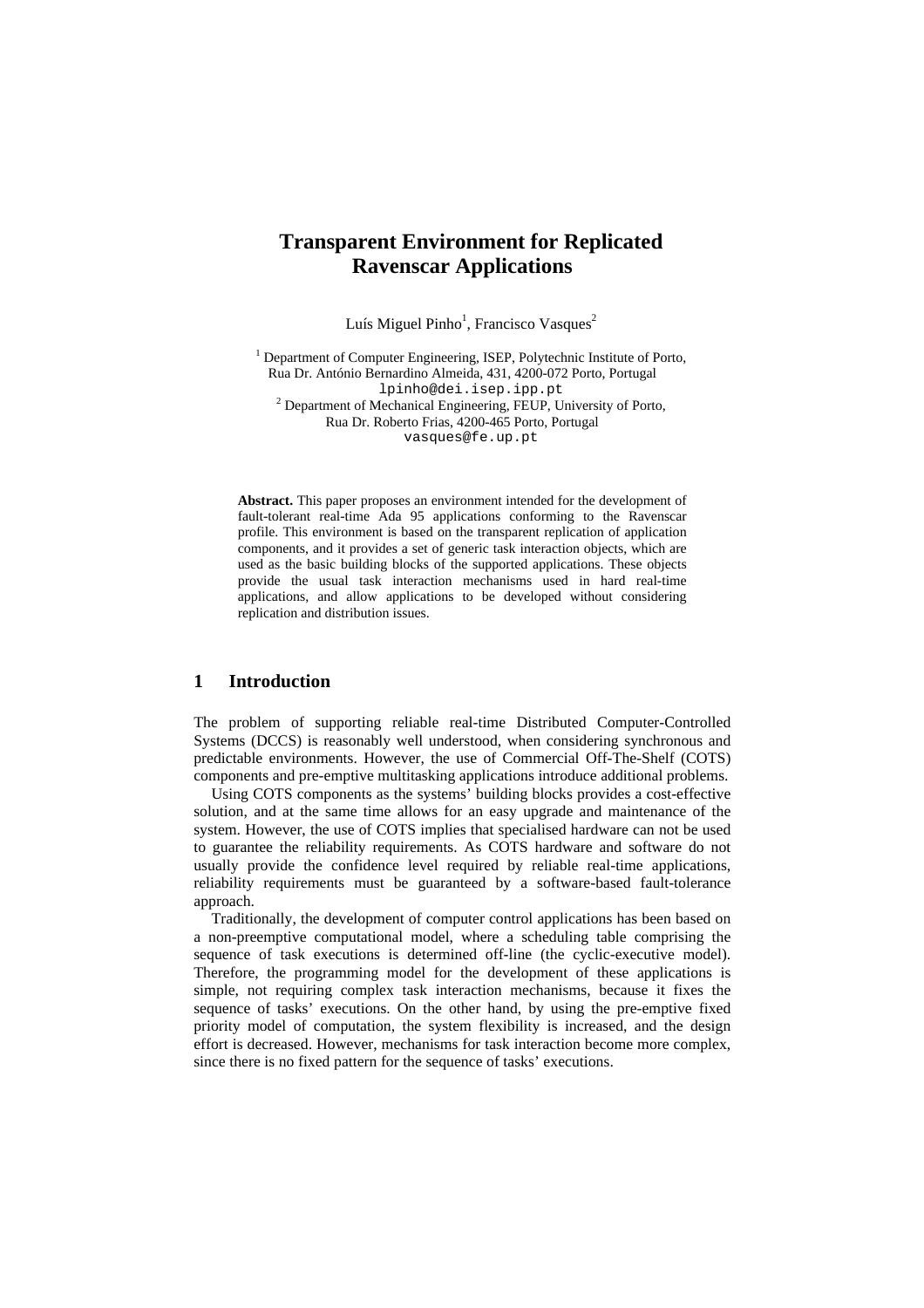# Transparent Environment for Replicated Ravenscar Applications

Luís Miguel Pinho[1], Francisco Vasques[2]

[1] Department of Computer Engineering, ISEP, Polytechnic Institute of Porto,
Rua Dr. António Bernardino Almeida, 431, 4200-072 Porto, Portugal
lpinho@dei.isep.ipp.pt
[2] Department of Mechanical Engineering, FEUP, University of Porto,
Rua Dr. Roberto Frias, 4200-465 Porto, Portugal
vasques@fe.up.pt

**Abstract.** This paper proposes an environment intended for the development of fault-tolerant real-time Ada 95 applications conforming to the Ravenscar profile. This environment is based on the transparent replication of application components, and it provides a set of generic task interaction objects, which are used as the basic building blocks of the supported applications. These objects provide the usual task interaction mechanisms used in hard real-time applications, and allow applications to be developed without considering replication and distribution issues.

## 1 Introduction

The problem of supporting reliable real-time Distributed Computer-Controlled Systems (DCCS) is reasonably well understood, when considering synchronous and predictable environments. However, the use of Commercial Off-The-Shelf (COTS) components and pre-emptive multitasking applications introduce additional problems.

Using COTS components as the systems' building blocks provides a cost-effective solution, and at the same time allows for an easy upgrade and maintenance of the system. However, the use of COTS implies that specialised hardware can not be used to guarantee the reliability requirements. As COTS hardware and software do not usually provide the confidence level required by reliable real-time applications, reliability requirements must be guaranteed by a software-based fault-tolerance approach.

Traditionally, the development of computer control applications has been based on a non-preemptive computational model, where a scheduling table comprising the sequence of task executions is determined off-line (the cyclic-executive model). Therefore, the programming model for the development of these applications is simple, not requiring complex task interaction mechanisms, because it fixes the sequence of tasks' executions. On the other hand, by using the pre-emptive fixed priority model of computation, the system flexibility is increased, and the design effort is decreased. However, mechanisms for task interaction become more complex, since there is no fixed pattern for the sequence of tasks' executions.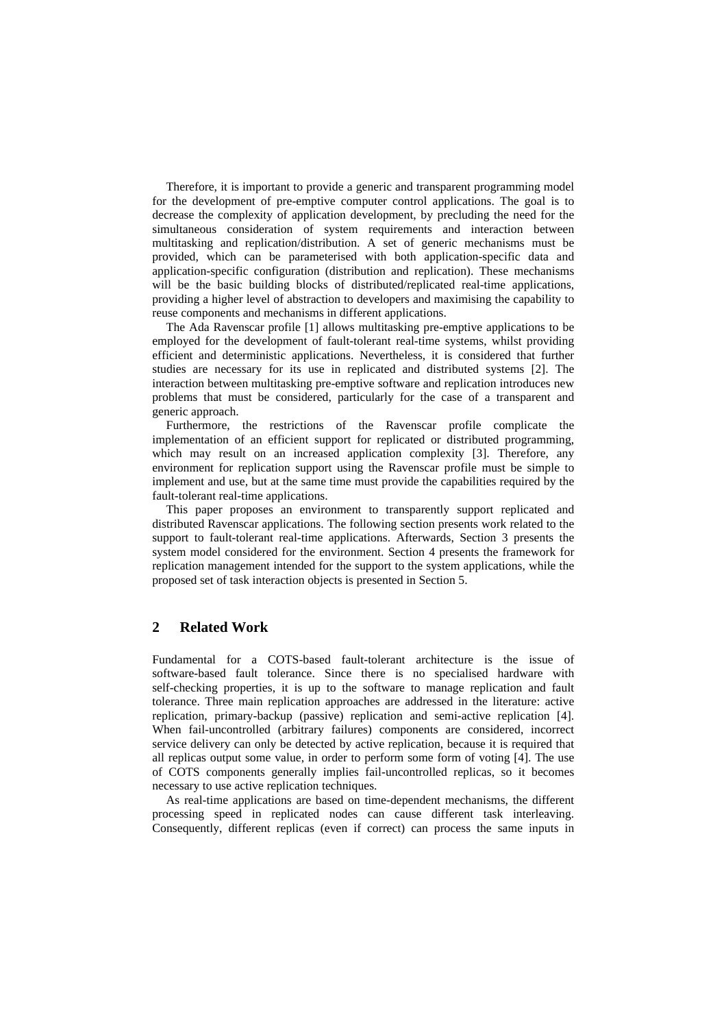Therefore, it is important to provide a generic and transparent programming model for the development of pre-emptive computer control applications. The goal is to decrease the complexity of application development, by precluding the need for the simultaneous consideration of system requirements and interaction between multitasking and replication/distribution. A set of generic mechanisms must be provided, which can be parameterised with both application-specific data and application-specific configuration (distribution and replication). These mechanisms will be the basic building blocks of distributed/replicated real-time applications, providing a higher level of abstraction to developers and maximising the capability to reuse components and mechanisms in different applications.

The Ada Ravenscar profile [1] allows multitasking pre-emptive applications to be employed for the development of fault-tolerant real-time systems, whilst providing efficient and deterministic applications. Nevertheless, it is considered that further studies are necessary for its use in replicated and distributed systems [2]. The interaction between multitasking pre-emptive software and replication introduces new problems that must be considered, particularly for the case of a transparent and generic approach.

Furthermore, the restrictions of the Ravenscar profile complicate the implementation of an efficient support for replicated or distributed programming, which may result on an increased application complexity [3]. Therefore, any environment for replication support using the Ravenscar profile must be simple to implement and use, but at the same time must provide the capabilities required by the fault-tolerant real-time applications.

This paper proposes an environment to transparently support replicated and distributed Ravenscar applications. The following section presents work related to the support to fault-tolerant real-time applications. Afterwards, Section 3 presents the system model considered for the environment. Section 4 presents the framework for replication management intended for the support to the system applications, while the proposed set of task interaction objects is presented in Section 5.

## 2 Related Work

Fundamental for a COTS-based fault-tolerant architecture is the issue of software-based fault tolerance. Since there is no specialised hardware with self-checking properties, it is up to the software to manage replication and fault tolerance. Three main replication approaches are addressed in the literature: active replication, primary-backup (passive) replication and semi-active replication [4]. When fail-uncontrolled (arbitrary failures) components are considered, incorrect service delivery can only be detected by active replication, because it is required that all replicas output some value, in order to perform some form of voting [4]. The use of COTS components generally implies fail-uncontrolled replicas, so it becomes necessary to use active replication techniques.

As real-time applications are based on time-dependent mechanisms, the different processing speed in replicated nodes can cause different task interleaving. Consequently, different replicas (even if correct) can process the same inputs in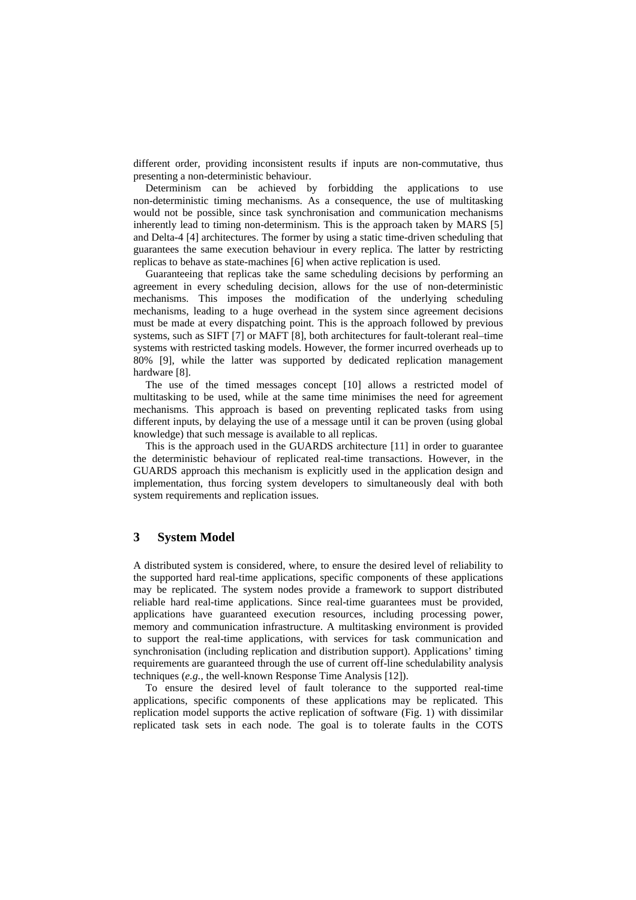different order, providing inconsistent results if inputs are non-commutative, thus presenting a non-deterministic behaviour.

Determinism can be achieved by forbidding the applications to use non-deterministic timing mechanisms. As a consequence, the use of multitasking would not be possible, since task synchronisation and communication mechanisms inherently lead to timing non-determinism. This is the approach taken by MARS [5] and Delta-4 [4] architectures. The former by using a static time-driven scheduling that guarantees the same execution behaviour in every replica. The latter by restricting replicas to behave as state-machines [6] when active replication is used.

Guaranteeing that replicas take the same scheduling decisions by performing an agreement in every scheduling decision, allows for the use of non-deterministic mechanisms. This imposes the modification of the underlying scheduling mechanisms, leading to a huge overhead in the system since agreement decisions must be made at every dispatching point. This is the approach followed by previous systems, such as SIFT [7] or MAFT [8], both architectures for fault-tolerant real–time systems with restricted tasking models. However, the former incurred overheads up to 80% [9], while the latter was supported by dedicated replication management hardware [8].

The use of the timed messages concept [10] allows a restricted model of multitasking to be used, while at the same time minimises the need for agreement mechanisms. This approach is based on preventing replicated tasks from using different inputs, by delaying the use of a message until it can be proven (using global knowledge) that such message is available to all replicas.

This is the approach used in the GUARDS architecture [11] in order to guarantee the deterministic behaviour of replicated real-time transactions. However, in the GUARDS approach this mechanism is explicitly used in the application design and implementation, thus forcing system developers to simultaneously deal with both system requirements and replication issues.

## 3 System Model

A distributed system is considered, where, to ensure the desired level of reliability to the supported hard real-time applications, specific components of these applications may be replicated. The system nodes provide a framework to support distributed reliable hard real-time applications. Since real-time guarantees must be provided, applications have guaranteed execution resources, including processing power, memory and communication infrastructure. A multitasking environment is provided to support the real-time applications, with services for task communication and synchronisation (including replication and distribution support). Applications' timing requirements are guaranteed through the use of current off-line schedulability analysis techniques (*e.g.*, the well-known Response Time Analysis [12]).

To ensure the desired level of fault tolerance to the supported real-time applications, specific components of these applications may be replicated. This replication model supports the active replication of software (Fig. 1) with dissimilar replicated task sets in each node. The goal is to tolerate faults in the COTS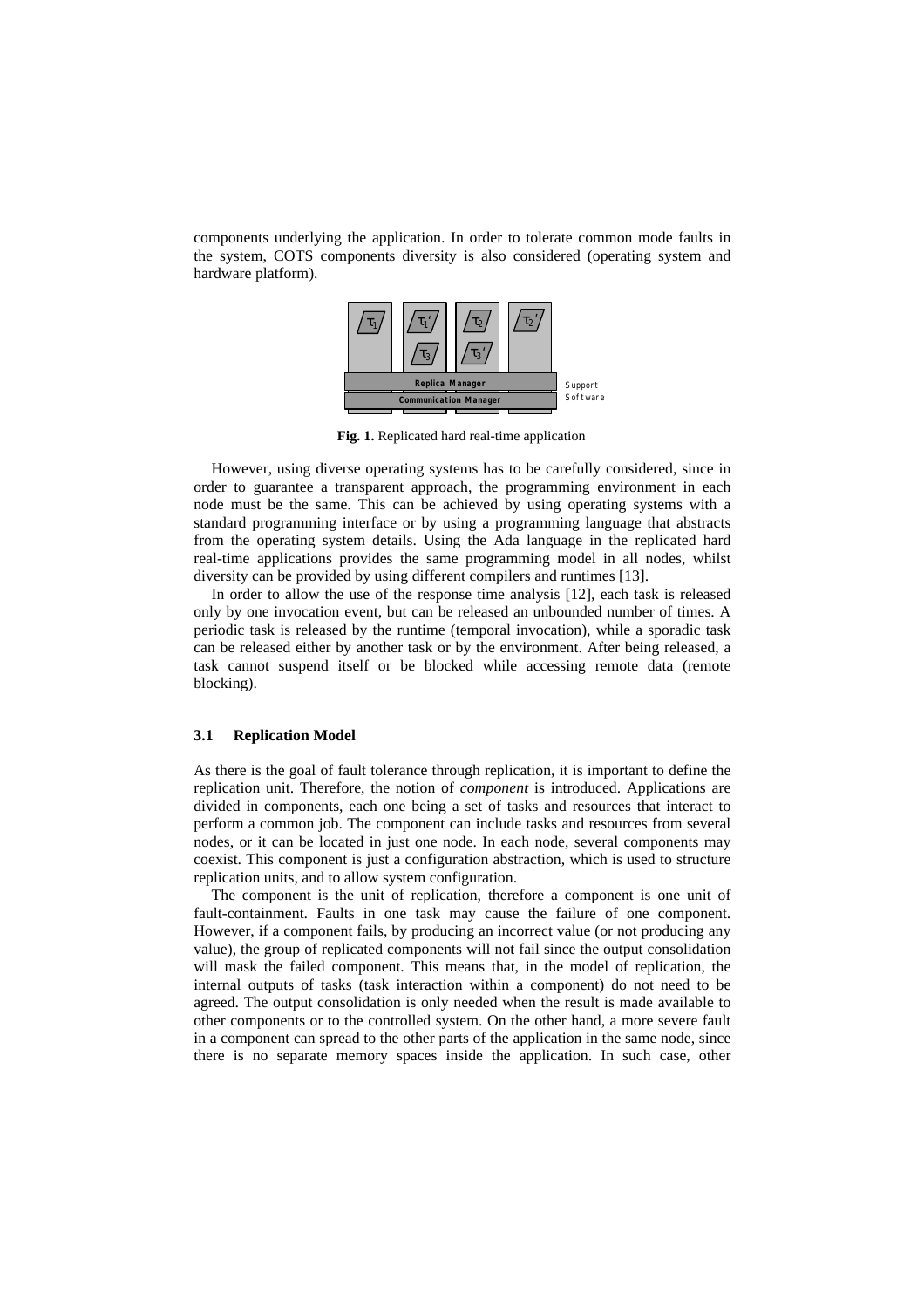components underlying the application. In order to tolerate common mode faults in the system, COTS components diversity is also considered (operating system and hardware platform).

$\tau_1$
$\tau_1'$
$\tau_3$
$\tau_2$
$\tau_3'$
$\tau_2'$
Replica Manager
Communication Manager
Support Software

**Fig. 1.** Replicated hard real-time application

However, using diverse operating systems has to be carefully considered, since in order to guarantee a transparent approach, the programming environment in each node must be the same. This can be achieved by using operating systems with a standard programming interface or by using a programming language that abstracts from the operating system details. Using the Ada language in the replicated hard real-time applications provides the same programming model in all nodes, whilst diversity can be provided by using different compilers and runtimes [13].

In order to allow the use of the response time analysis [12], each task is released only by one invocation event, but can be released an unbounded number of times. A periodic task is released by the runtime (temporal invocation), while a sporadic task can be released either by another task or by the environment. After being released, a task cannot suspend itself or be blocked while accessing remote data (remote blocking).

### 3.1 Replication Model

As there is the goal of fault tolerance through replication, it is important to define the replication unit. Therefore, the notion of *component* is introduced. Applications are divided in components, each one being a set of tasks and resources that interact to perform a common job. The component can include tasks and resources from several nodes, or it can be located in just one node. In each node, several components may coexist. This component is just a configuration abstraction, which is used to structure replication units, and to allow system configuration.

The component is the unit of replication, therefore a component is one unit of fault-containment. Faults in one task may cause the failure of one component. However, if a component fails, by producing an incorrect value (or not producing any value), the group of replicated components will not fail since the output consolidation will mask the failed component. This means that, in the model of replication, the internal outputs of tasks (task interaction within a component) do not need to be agreed. The output consolidation is only needed when the result is made available to other components or to the controlled system. On the other hand, a more severe fault in a component can spread to the other parts of the application in the same node, since there is no separate memory spaces inside the application. In such case, other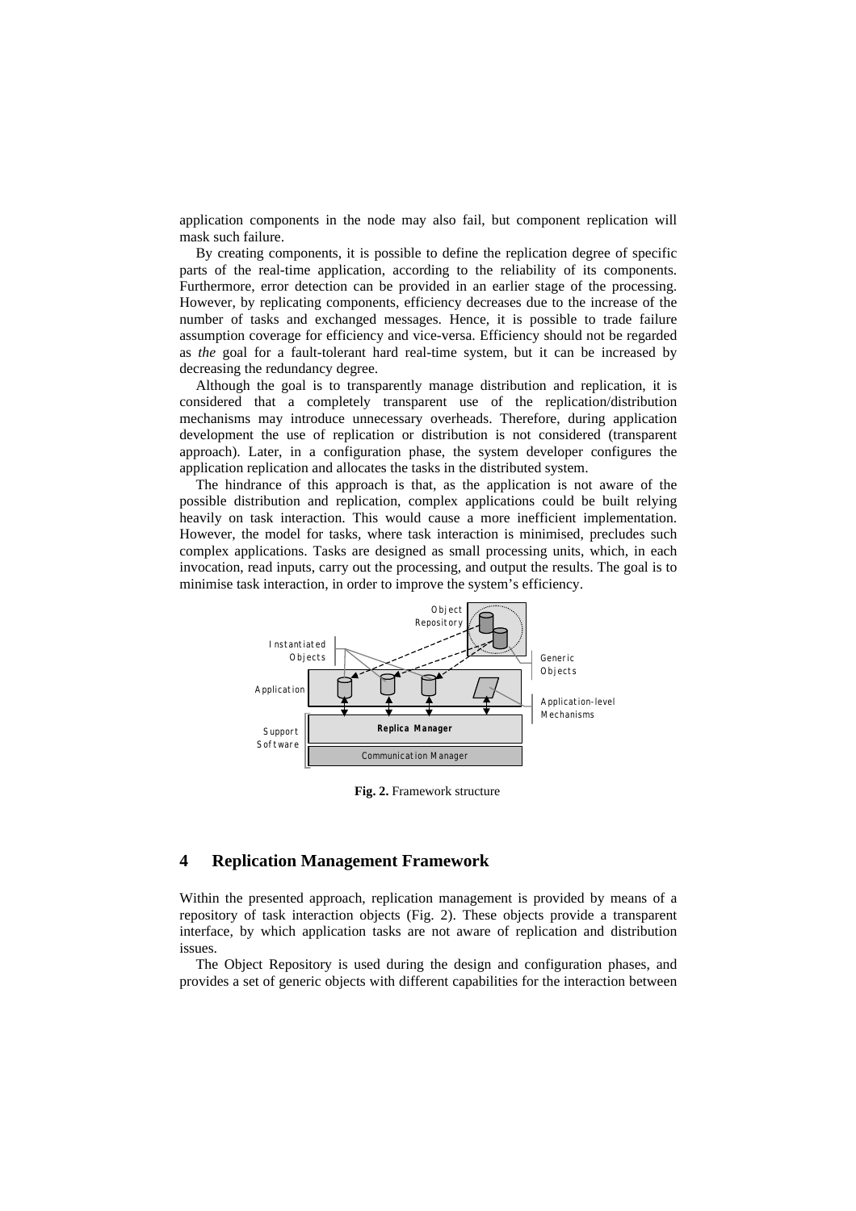application components in the node may also fail, but component replication will mask such failure.

By creating components, it is possible to define the replication degree of specific parts of the real-time application, according to the reliability of its components. Furthermore, error detection can be provided in an earlier stage of the processing. However, by replicating components, efficiency decreases due to the increase of the number of tasks and exchanged messages. Hence, it is possible to trade failure assumption coverage for efficiency and vice-versa. Efficiency should not be regarded as *the* goal for a fault-tolerant hard real-time system, but it can be increased by decreasing the redundancy degree.

Although the goal is to transparently manage distribution and replication, it is considered that a completely transparent use of the replication/distribution mechanisms may introduce unnecessary overheads. Therefore, during application development the use of replication or distribution is not considered (transparent approach). Later, in a configuration phase, the system developer configures the application replication and allocates the tasks in the distributed system.

The hindrance of this approach is that, as the application is not aware of the possible distribution and replication, complex applications could be built relying heavily on task interaction. This would cause a more inefficient implementation. However, the model for tasks, where task interaction is minimised, precludes such complex applications. Tasks are designed as small processing units, which, in each invocation, read inputs, carry out the processing, and output the results. The goal is to minimise task interaction, in order to improve the system's efficiency.

**Fig. 2.** Framework structure

## 4 Replication Management Framework

Within the presented approach, replication management is provided by means of a repository of task interaction objects (Fig. 2). These objects provide a transparent interface, by which application tasks are not aware of replication and distribution issues.

The Object Repository is used during the design and configuration phases, and provides a set of generic objects with different capabilities for the interaction between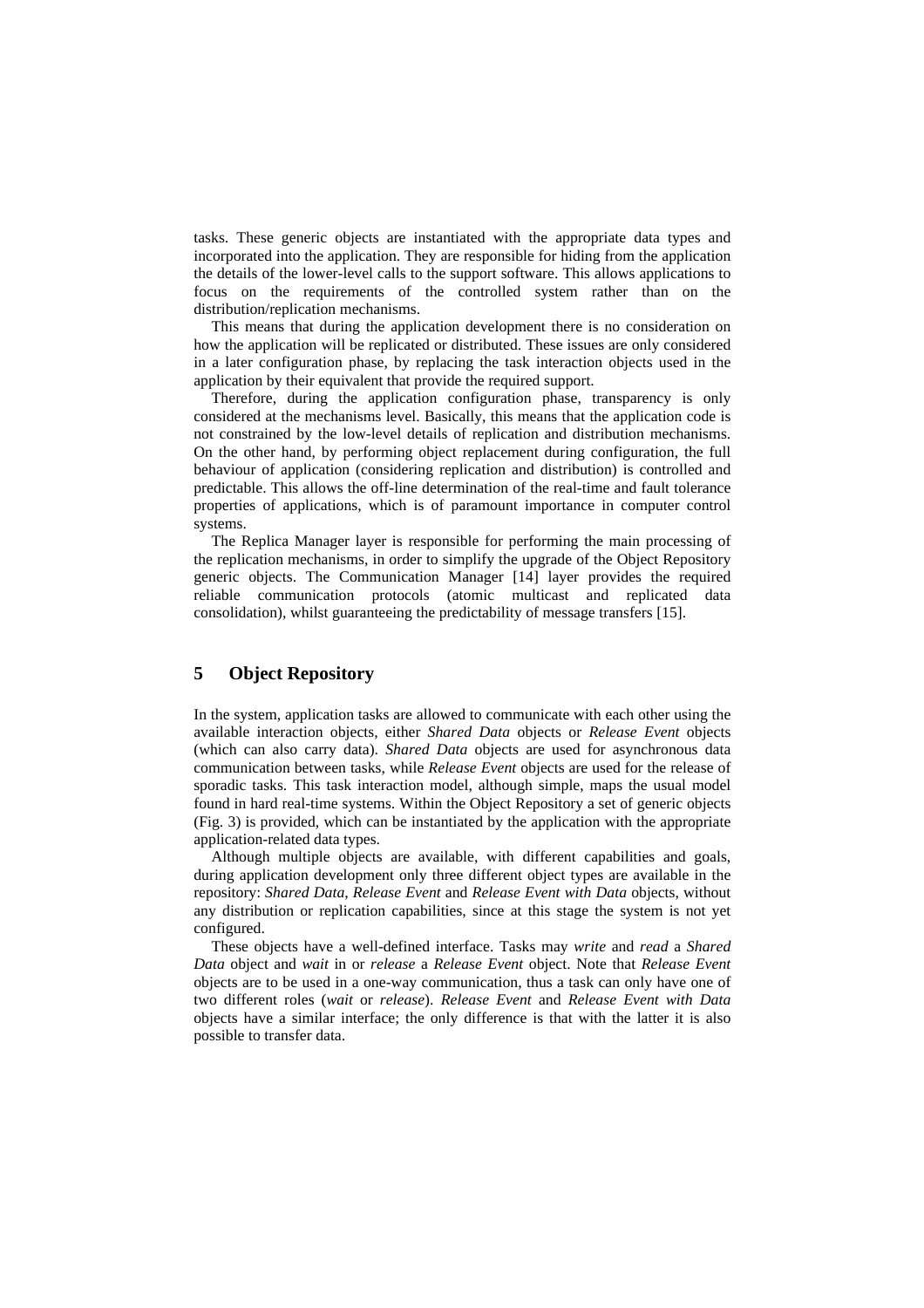tasks. These generic objects are instantiated with the appropriate data types and incorporated into the application. They are responsible for hiding from the application the details of the lower-level calls to the support software. This allows applications to focus on the requirements of the controlled system rather than on the distribution/replication mechanisms.

This means that during the application development there is no consideration on how the application will be replicated or distributed. These issues are only considered in a later configuration phase, by replacing the task interaction objects used in the application by their equivalent that provide the required support.

Therefore, during the application configuration phase, transparency is only considered at the mechanisms level. Basically, this means that the application code is not constrained by the low-level details of replication and distribution mechanisms. On the other hand, by performing object replacement during configuration, the full behaviour of application (considering replication and distribution) is controlled and predictable. This allows the off-line determination of the real-time and fault tolerance properties of applications, which is of paramount importance in computer control systems.

The Replica Manager layer is responsible for performing the main processing of the replication mechanisms, in order to simplify the upgrade of the Object Repository generic objects. The Communication Manager [14] layer provides the required reliable communication protocols (atomic multicast and replicated data consolidation), whilst guaranteeing the predictability of message transfers [15].

## 5 Object Repository

In the system, application tasks are allowed to communicate with each other using the available interaction objects, either *Shared Data* objects or *Release Event* objects (which can also carry data). *Shared Data* objects are used for asynchronous data communication between tasks, while *Release Event* objects are used for the release of sporadic tasks. This task interaction model, although simple, maps the usual model found in hard real-time systems. Within the Object Repository a set of generic objects (Fig. 3) is provided, which can be instantiated by the application with the appropriate application-related data types.

Although multiple objects are available, with different capabilities and goals, during application development only three different object types are available in the repository: *Shared Data*, *Release Event* and *Release Event with Data* objects, without any distribution or replication capabilities, since at this stage the system is not yet configured.

These objects have a well-defined interface. Tasks may *write* and *read* a *Shared Data* object and *wait* in or *release* a *Release Event* object. Note that *Release Event* objects are to be used in a one-way communication, thus a task can only have one of two different roles (*wait* or *release*). *Release Event* and *Release Event with Data* objects have a similar interface; the only difference is that with the latter it is also possible to transfer data.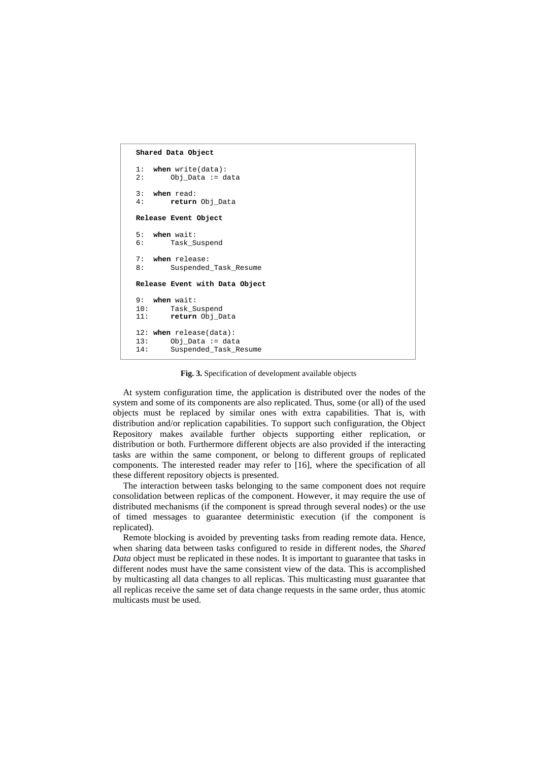```
Shared Data Object

1:  when write(data):
2:      Obj_Data := data

3:  when read:
4:      return Obj_Data

Release Event Object

5:  when wait:
6:      Task_Suspend

7:  when release:
8:      Suspended_Task_Resume

Release Event with Data Object

9:  when wait:
10:     Task_Suspend
11:     return Obj_Data

12: when release(data):
13:     Obj_Data := data
14:     Suspended_Task_Resume
```

**Fig. 3.** Specification of development available objects

At system configuration time, the application is distributed over the nodes of the system and some of its components are also replicated. Thus, some (or all) of the used objects must be replaced by similar ones with extra capabilities. That is, with distribution and/or replication capabilities. To support such configuration, the Object Repository makes available further objects supporting either replication, or distribution or both. Furthermore different objects are also provided if the interacting tasks are within the same component, or belong to different groups of replicated components. The interested reader may refer to [16], where the specification of all these different repository objects is presented.

The interaction between tasks belonging to the same component does not require consolidation between replicas of the component. However, it may require the use of distributed mechanisms (if the component is spread through several nodes) or the use of timed messages to guarantee deterministic execution (if the component is replicated).

Remote blocking is avoided by preventing tasks from reading remote data. Hence, when sharing data between tasks configured to reside in different nodes, the *Shared Data* object must be replicated in these nodes. It is important to guarantee that tasks in different nodes must have the same consistent view of the data. This is accomplished by multicasting all data changes to all replicas. This multicasting must guarantee that all replicas receive the same set of data change requests in the same order, thus atomic multicasts must be used.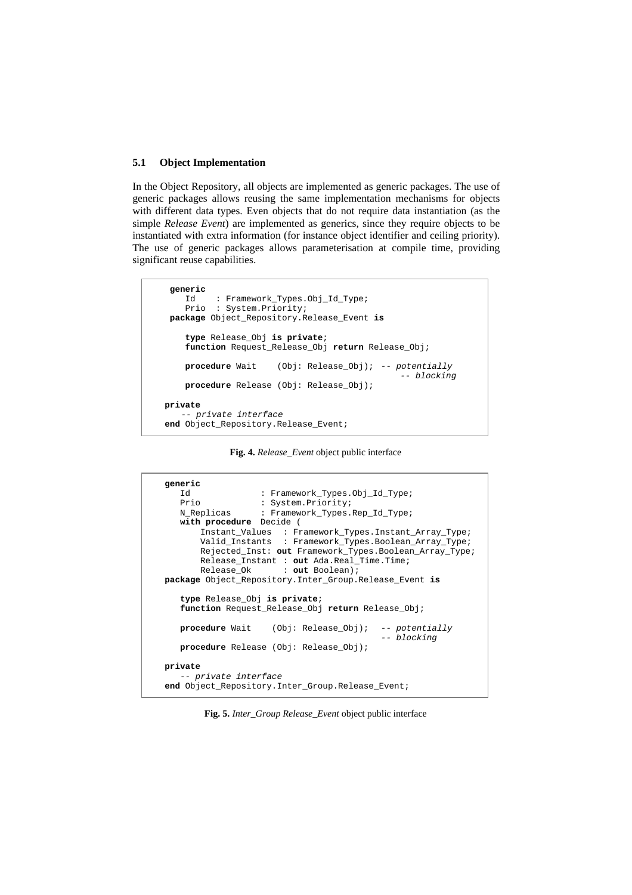### 5.1 Object Implementation

In the Object Repository, all objects are implemented as generic packages. The use of generic packages allows reusing the same implementation mechanisms for objects with different data types. Even objects that do not require data instantiation (as the simple *Release Event*) are implemented as generics, since they require objects to be instantiated with extra information (for instance object identifier and ceiling priority). The use of generic packages allows parameterisation at compile time, providing significant reuse capabilities.

```
 generic
    Id    : Framework_Types.Obj_Id_Type;
    Prio  : System.Priority;
 package Object_Repository.Release_Event is

    type Release_Obj is private;
    function Request_Release_Obj return Release_Obj;

    procedure Wait    (Obj: Release_Obj); -- potentially
                                               -- blocking
    procedure Release (Obj: Release_Obj);

private
   -- private interface
end Object_Repository.Release_Event;
```

**Fig. 4.** *Release_Event* object public interface

```
generic
   Id              : Framework_Types.Obj_Id_Type;
   Prio            : System.Priority;
   N_Replicas      : Framework_Types.Rep_Id_Type;
   with procedure  Decide (
       Instant_Values  : Framework_Types.Instant_Array_Type;
       Valid_Instants  : Framework_Types.Boolean_Array_Type;
       Rejected_Inst: out Framework_Types.Boolean_Array_Type;
       Release_Instant : out Ada.Real_Time.Time;
       Release_Ok      : out Boolean);
package Object_Repository.Inter_Group.Release_Event is

   type Release_Obj is private;
   function Request_Release_Obj return Release_Obj;

   procedure Wait    (Obj: Release_Obj);  -- potentially
                                          -- blocking
   procedure Release (Obj: Release_Obj);

private
   -- private interface
end Object_Repository.Inter_Group.Release_Event;
```

**Fig. 5.** *Inter_Group Release_Event* object public interface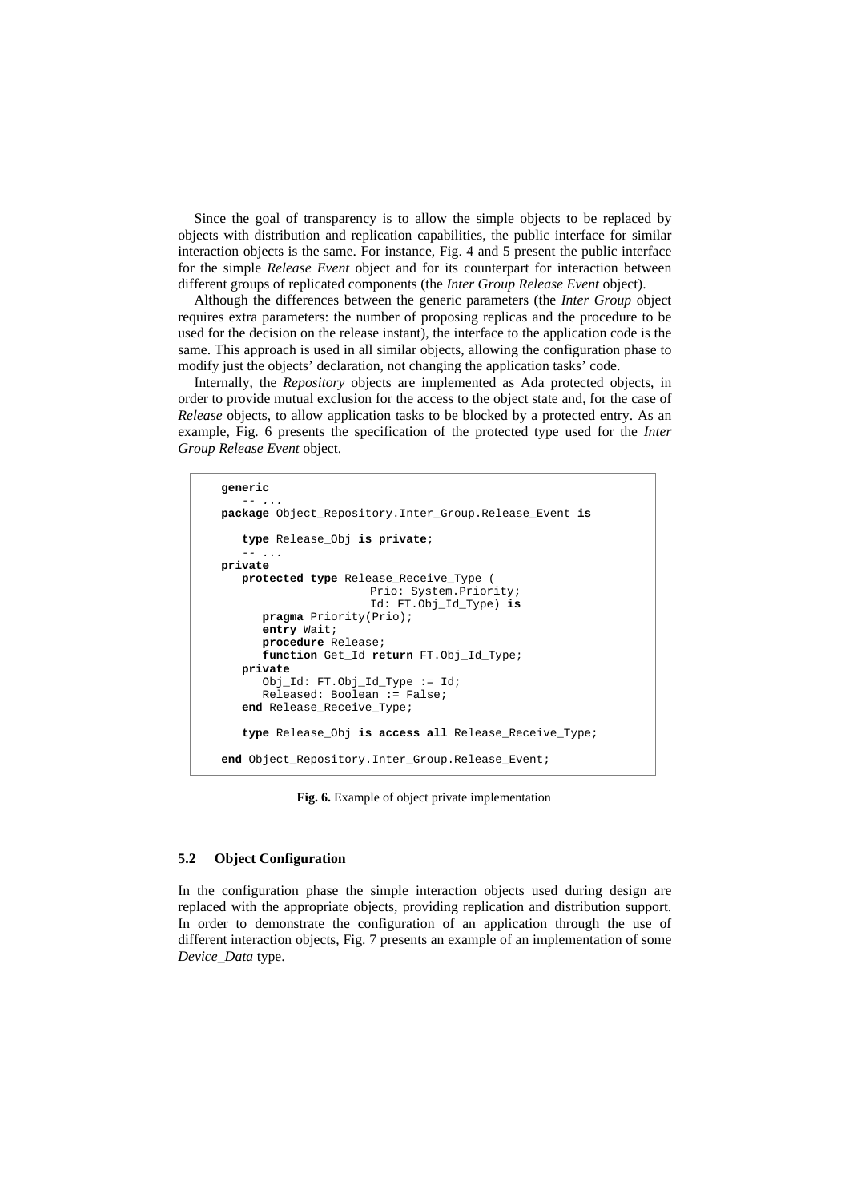Since the goal of transparency is to allow the simple objects to be replaced by objects with distribution and replication capabilities, the public interface for similar interaction objects is the same. For instance, Fig. 4 and 5 present the public interface for the simple *Release Event* object and for its counterpart for interaction between different groups of replicated components (the *Inter Group Release Event* object).

Although the differences between the generic parameters (the *Inter Group* object requires extra parameters: the number of proposing replicas and the procedure to be used for the decision on the release instant), the interface to the application code is the same. This approach is used in all similar objects, allowing the configuration phase to modify just the objects' declaration, not changing the application tasks' code.

Internally, the *Repository* objects are implemented as Ada protected objects, in order to provide mutual exclusion for the access to the object state and, for the case of *Release* objects, to allow application tasks to be blocked by a protected entry. As an example, Fig. 6 presents the specification of the protected type used for the *Inter Group Release Event* object.

```
generic
   -- ...
package Object_Repository.Inter_Group.Release_Event is

   type Release_Obj is private;
   -- ...
private
   protected type Release_Receive_Type (
                     Prio: System.Priority;
                     Id: FT.Obj_Id_Type) is
      pragma Priority(Prio);
      entry Wait;
      procedure Release;
      function Get_Id return FT.Obj_Id_Type;
   private
      Obj_Id: FT.Obj_Id_Type := Id;
      Released: Boolean := False;
   end Release_Receive_Type;

   type Release_Obj is access all Release_Receive_Type;

end Object_Repository.Inter_Group.Release_Event;
```

**Fig. 6.** Example of object private implementation

### 5.2 Object Configuration

In the configuration phase the simple interaction objects used during design are replaced with the appropriate objects, providing replication and distribution support. In order to demonstrate the configuration of an application through the use of different interaction objects, Fig. 7 presents an example of an implementation of some *Device_Data* type.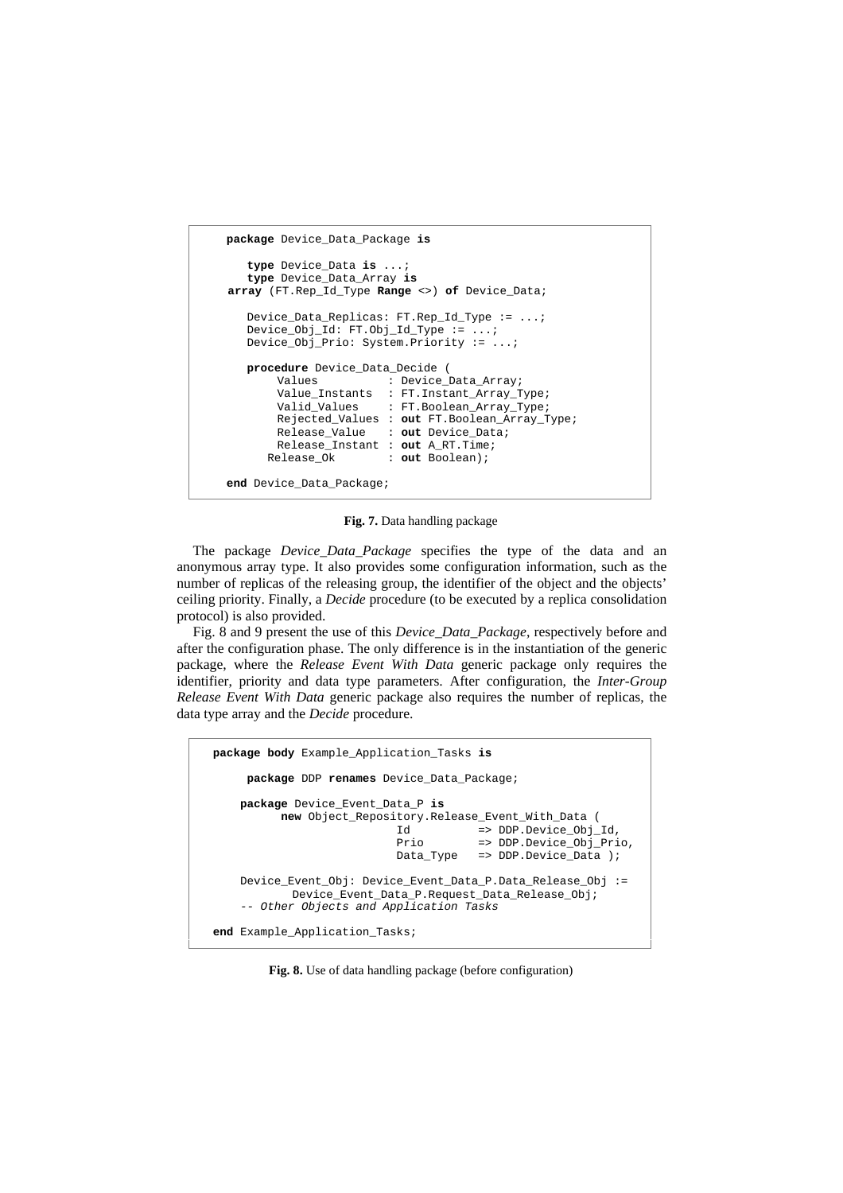```
package Device_Data_Package is

   type Device_Data is ...;
   type Device_Data_Array is
array (FT.Rep_Id_Type Range <>) of Device_Data;

   Device_Data_Replicas: FT.Rep_Id_Type := ...;
   Device_Obj_Id: FT.Obj_Id_Type := ...;
   Device_Obj_Prio: System.Priority := ...;

   procedure Device_Data_Decide (
        Values          : Device_Data_Array;
        Value_Instants  : FT.Instant_Array_Type;
        Valid_Values    : FT.Boolean_Array_Type;
        Rejected_Values : out FT.Boolean_Array_Type;
        Release_Value   : out Device_Data;
        Release_Instant : out A_RT.Time;
       Release_Ok       : out Boolean);

end Device_Data_Package;
```

**Fig. 7.** Data handling package

The package *Device_Data_Package* specifies the type of the data and an anonymous array type. It also provides some configuration information, such as the number of replicas of the releasing group, the identifier of the object and the objects' ceiling priority. Finally, a *Decide* procedure (to be executed by a replica consolidation protocol) is also provided.

Fig. 8 and 9 present the use of this *Device_Data_Package*, respectively before and after the configuration phase. The only difference is in the instantiation of the generic package, where the *Release Event With Data* generic package only requires the identifier, priority and data type parameters. After configuration, the *Inter-Group Release Event With Data* generic package also requires the number of replicas, the data type array and the *Decide* procedure.

```
package body Example_Application_Tasks is

     package DDP renames Device_Data_Package;

    package Device_Event_Data_P is
          new Object_Repository.Release_Event_With_Data (
                          Id          => DDP.Device_Obj_Id,
                          Prio        => DDP.Device_Obj_Prio,
                          Data_Type   => DDP.Device_Data );

    Device_Event_Obj: Device_Event_Data_P.Data_Release_Obj :=
            Device_Event_Data_P.Request_Data_Release_Obj;
    -- Other Objects and Application Tasks

end Example_Application_Tasks;
```

**Fig. 8.** Use of data handling package (before configuration)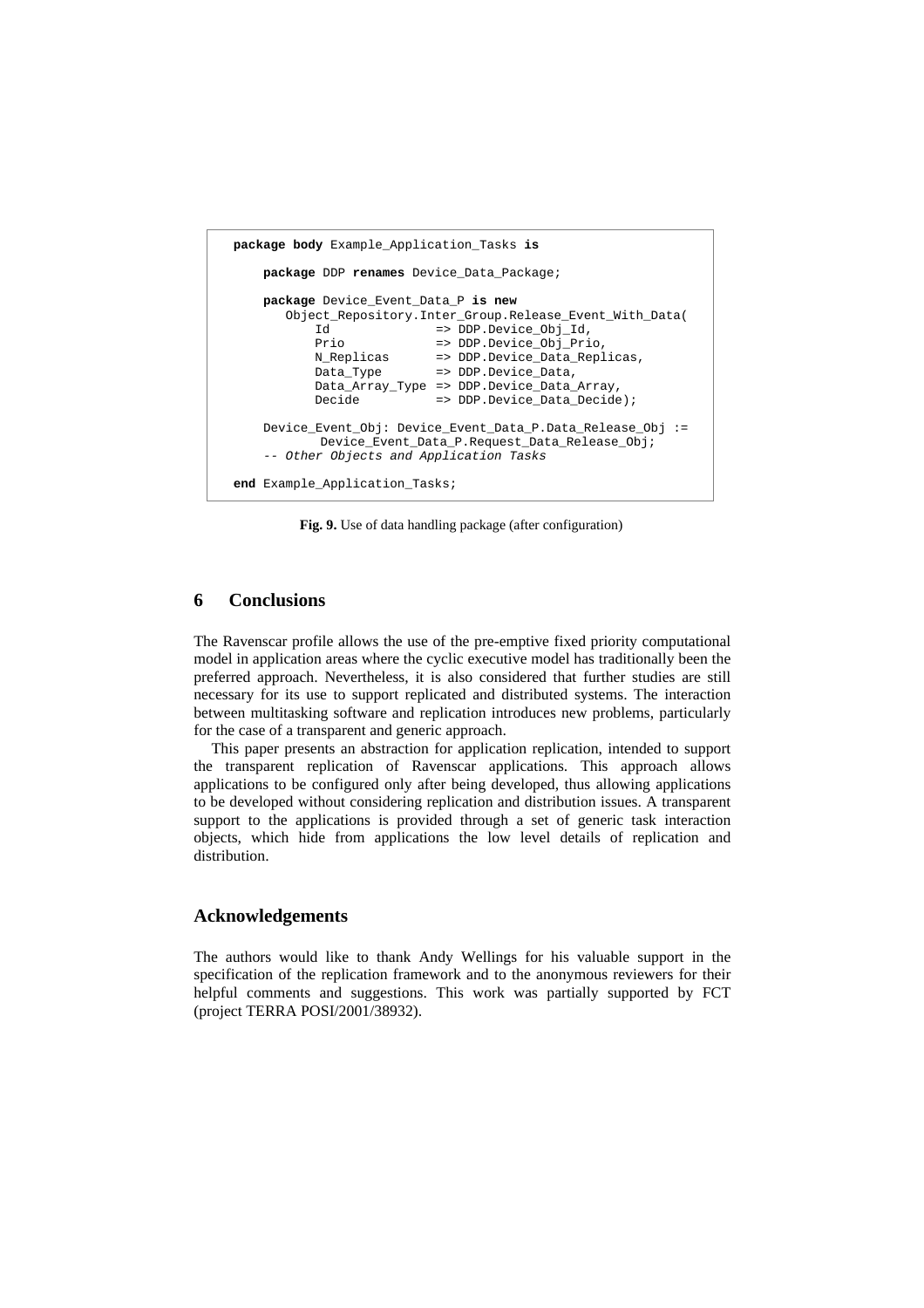```
package body Example_Application_Tasks is

    package DDP renames Device_Data_Package;

    package Device_Event_Data_P is new
       Object_Repository.Inter_Group.Release_Event_With_Data(
           Id              => DDP.Device_Obj_Id,
           Prio            => DDP.Device_Obj_Prio,
           N_Replicas      => DDP.Device_Data_Replicas,
           Data_Type       => DDP.Device_Data,
           Data_Array_Type => DDP.Device_Data_Array,
           Decide          => DDP.Device_Data_Decide);

    Device_Event_Obj: Device_Event_Data_P.Data_Release_Obj :=
            Device_Event_Data_P.Request_Data_Release_Obj;
    -- Other Objects and Application Tasks

end Example_Application_Tasks;
```

**Fig. 9.** Use of data handling package (after configuration)

## 6 Conclusions

The Ravenscar profile allows the use of the pre-emptive fixed priority computational model in application areas where the cyclic executive model has traditionally been the preferred approach. Nevertheless, it is also considered that further studies are still necessary for its use to support replicated and distributed systems. The interaction between multitasking software and replication introduces new problems, particularly for the case of a transparent and generic approach.

This paper presents an abstraction for application replication, intended to support the transparent replication of Ravenscar applications. This approach allows applications to be configured only after being developed, thus allowing applications to be developed without considering replication and distribution issues. A transparent support to the applications is provided through a set of generic task interaction objects, which hide from applications the low level details of replication and distribution.

## Acknowledgements

The authors would like to thank Andy Wellings for his valuable support in the specification of the replication framework and to the anonymous reviewers for their helpful comments and suggestions. This work was partially supported by FCT (project TERRA POSI/2001/38932).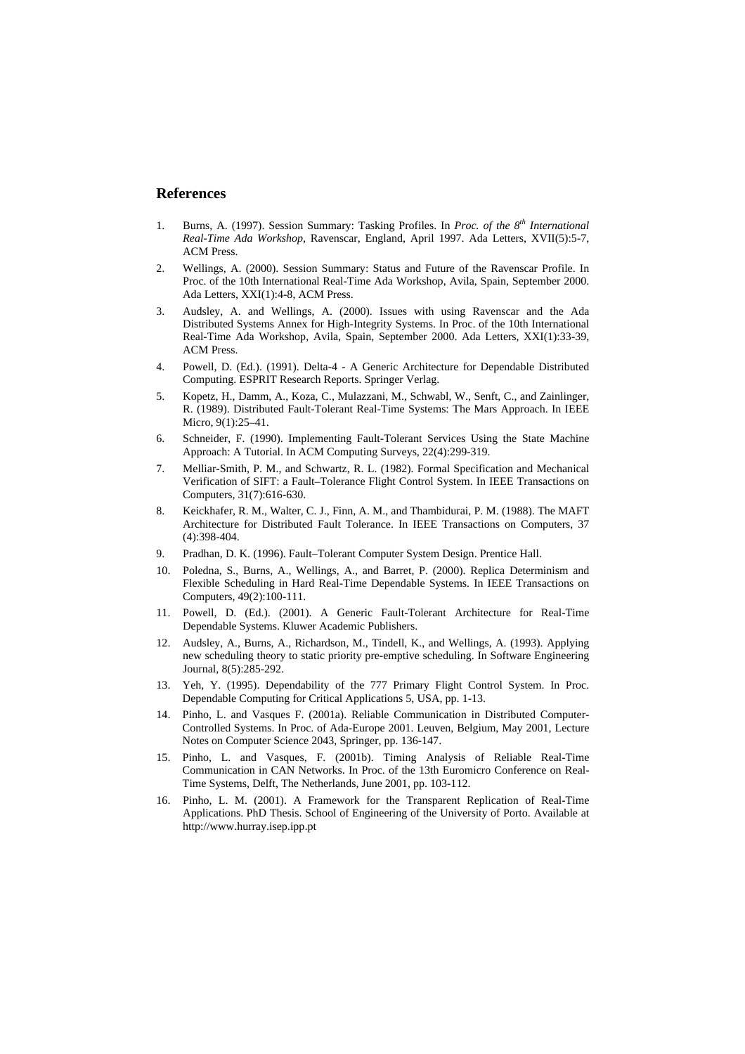## References

1. Burns, A. (1997). Session Summary: Tasking Profiles. In *Proc. of the 8th International Real-Time Ada Workshop*, Ravenscar, England, April 1997. Ada Letters, XVII(5):5-7, ACM Press.
2. Wellings, A. (2000). Session Summary: Status and Future of the Ravenscar Profile. In Proc. of the 10th International Real-Time Ada Workshop, Avila, Spain, September 2000. Ada Letters, XXI(1):4-8, ACM Press.
3. Audsley, A. and Wellings, A. (2000). Issues with using Ravenscar and the Ada Distributed Systems Annex for High-Integrity Systems. In Proc. of the 10th International Real-Time Ada Workshop, Avila, Spain, September 2000. Ada Letters, XXI(1):33-39, ACM Press.
4. Powell, D. (Ed.). (1991). Delta-4 - A Generic Architecture for Dependable Distributed Computing. ESPRIT Research Reports. Springer Verlag.
5. Kopetz, H., Damm, A., Koza, C., Mulazzani, M., Schwabl, W., Senft, C., and Zainlinger, R. (1989). Distributed Fault-Tolerant Real-Time Systems: The Mars Approach. In IEEE Micro, 9(1):25–41.
6. Schneider, F. (1990). Implementing Fault-Tolerant Services Using the State Machine Approach: A Tutorial. In ACM Computing Surveys, 22(4):299-319.
7. Melliar-Smith, P. M., and Schwartz, R. L. (1982). Formal Specification and Mechanical Verification of SIFT: a Fault–Tolerance Flight Control System. In IEEE Transactions on Computers, 31(7):616-630.
8. Keickhafer, R. M., Walter, C. J., Finn, A. M., and Thambidurai, P. M. (1988). The MAFT Architecture for Distributed Fault Tolerance. In IEEE Transactions on Computers, 37 (4):398-404.
9. Pradhan, D. K. (1996). Fault–Tolerant Computer System Design. Prentice Hall.
10. Poledna, S., Burns, A., Wellings, A., and Barret, P. (2000). Replica Determinism and Flexible Scheduling in Hard Real-Time Dependable Systems. In IEEE Transactions on Computers, 49(2):100-111.
11. Powell, D. (Ed.). (2001). A Generic Fault-Tolerant Architecture for Real-Time Dependable Systems. Kluwer Academic Publishers.
12. Audsley, A., Burns, A., Richardson, M., Tindell, K., and Wellings, A. (1993). Applying new scheduling theory to static priority pre-emptive scheduling. In Software Engineering Journal, 8(5):285-292.
13. Yeh, Y. (1995). Dependability of the 777 Primary Flight Control System. In Proc. Dependable Computing for Critical Applications 5, USA, pp. 1-13.
14. Pinho, L. and Vasques F. (2001a). Reliable Communication in Distributed Computer-Controlled Systems. In Proc. of Ada-Europe 2001. Leuven, Belgium, May 2001, Lecture Notes on Computer Science 2043, Springer, pp. 136-147.
15. Pinho, L. and Vasques, F. (2001b). Timing Analysis of Reliable Real-Time Communication in CAN Networks. In Proc. of the 13th Euromicro Conference on Real-Time Systems, Delft, The Netherlands, June 2001, pp. 103-112.
16. Pinho, L. M. (2001). A Framework for the Transparent Replication of Real-Time Applications. PhD Thesis. School of Engineering of the University of Porto. Available at http://www.hurray.isep.ipp.pt